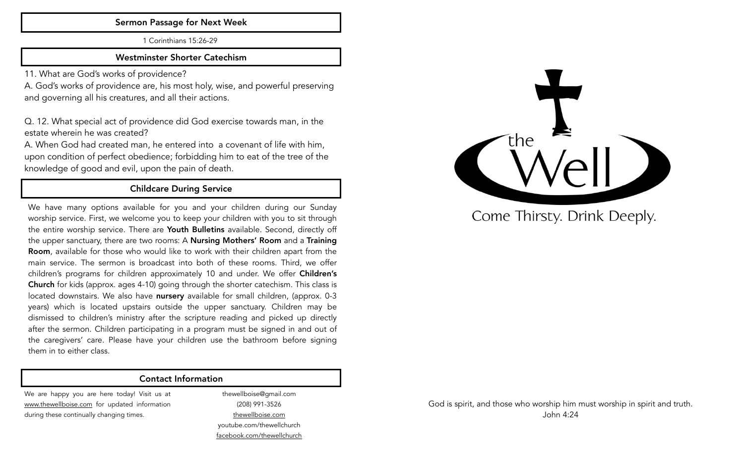## Sermon Passage for Next Week

1 Corinthians 15:26-29

## Westminster Shorter Catechism

11. What are God's works of providence?

A. God's works of providence are, his most holy, wise, and powerful preserving and governing all his creatures, and all their actions.

Q. 12. What special act of providence did God exercise towards man, in the estate wherein he was created?

A. When God had created man, he entered into a covenant of life with him, upon condition of perfect obedience; forbidding him to eat of the tree of the knowledge of good and evil, upon the pain of death.

## Childcare During Service

We have many options available for you and your children during our Sunday worship service. First, we welcome you to keep your children with you to sit through the entire worship service. There are **Youth Bulletins** available. Second, directly off the upper sanctuary, there are two rooms: A **Nursing Mothers' Room** and a **Training Room**, available for those who would like to work with their children apart from the main service. The sermon is broadcast into both of these rooms. Third, we offer children's programs for children approximately 10 and under. We offer **Children's Church** for kids (approx. ages 4-10) going through the shorter catechism. This class is located downstairs. We also have **nursery** available for small children, (approx. 0-3 years) which is located upstairs outside the upper sanctuary. Children may be dismissed to children's ministry after the scripture reading and picked up directly after the sermon. Children participating in a program must be signed in and out of the caregivers' care. Please have your children use the bathroom before signing them in to either class.

## Contact Information

We are happy you are here today! Visit us at www.thewellboise.com for updated information during these continually changing times.

thewellboise@gmail.com
(208) 991-3526
thewellboise.com
youtube.com/thewellchurch
facebook.com/thewellchurch

# the Well

Come Thirsty. Drink Deeply.

God is spirit, and those who worship him must worship in spirit and truth.
John 4:24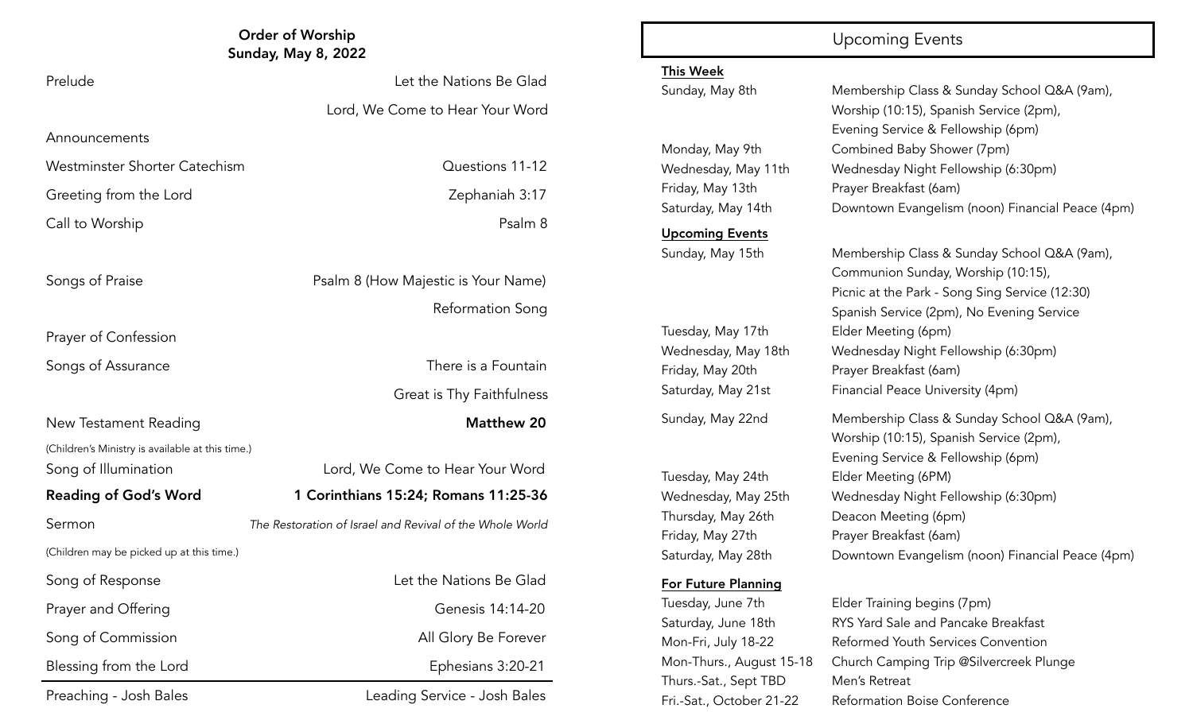## Order of Worship
**Sunday, May 8, 2022**

| | |
|---|---|
| Prelude | Let the Nations Be Glad |
| | Lord, We Come to Hear Your Word |
| Announcements | |
| Westminster Shorter Catechism | Questions 11-12 |
| Greeting from the Lord | Zephaniah 3:17 |
| Call to Worship | Psalm 8 |
| Songs of Praise | Psalm 8 (How Majestic is Your Name) |
| | Reformation Song |
| Prayer of Confession | |
| Songs of Assurance | There is a Fountain |
| | Great is Thy Faithfulness |
| New Testament Reading | **Matthew 20** |

(Children's Ministry is available at this time.)

| | |
|---|---|
| Song of Illumination | Lord, We Come to Hear Your Word |
| **Reading of God's Word** | **1 Corinthians 15:24; Romans 11:25-36** |
| Sermon | *The Restoration of Israel and Revival of the Whole World* |

(Children may be picked up at this time.)

| | |
|---|---|
| Song of Response | Let the Nations Be Glad |
| Prayer and Offering | Genesis 14:14-20 |
| Song of Commission | All Glory Be Forever |
| Blessing from the Lord | Ephesians 3:20-21 |

Preaching - Josh Bales    Leading Service - Josh Bales

## Upcoming Events

**This Week**

| | |
|---|---|
| Sunday, May 8th | Membership Class & Sunday School Q&A (9am), Worship (10:15), Spanish Service (2pm), Evening Service & Fellowship (6pm) |
| Monday, May 9th | Combined Baby Shower (7pm) |
| Wednesday, May 11th | Wednesday Night Fellowship (6:30pm) |
| Friday, May 13th | Prayer Breakfast (6am) |
| Saturday, May 14th | Downtown Evangelism (noon) Financial Peace (4pm) |

**Upcoming Events**

| | |
|---|---|
| Sunday, May 15th | Membership Class & Sunday School Q&A (9am), Communion Sunday, Worship (10:15), Picnic at the Park - Song Sing Service (12:30) Spanish Service (2pm), No Evening Service |
| Tuesday, May 17th | Elder Meeting (6pm) |
| Wednesday, May 18th | Wednesday Night Fellowship (6:30pm) |
| Friday, May 20th | Prayer Breakfast (6am) |
| Saturday, May 21st | Financial Peace University (4pm) |
| Sunday, May 22nd | Membership Class & Sunday School Q&A (9am), Worship (10:15), Spanish Service (2pm), Evening Service & Fellowship (6pm) |
| Tuesday, May 24th | Elder Meeting (6PM) |
| Wednesday, May 25th | Wednesday Night Fellowship (6:30pm) |
| Thursday, May 26th | Deacon Meeting (6pm) |
| Friday, May 27th | Prayer Breakfast (6am) |
| Saturday, May 28th | Downtown Evangelism (noon) Financial Peace (4pm) |

**For Future Planning**

| | |
|---|---|
| Tuesday, June 7th | Elder Training begins (7pm) |
| Saturday, June 18th | RYS Yard Sale and Pancake Breakfast |
| Mon-Fri, July 18-22 | Reformed Youth Services Convention |
| Mon-Thurs., August 15-18 | Church Camping Trip @Silvercreek Plunge |
| Thurs.-Sat., Sept TBD | Men's Retreat |
| Fri.-Sat., October 21-22 | Reformation Boise Conference |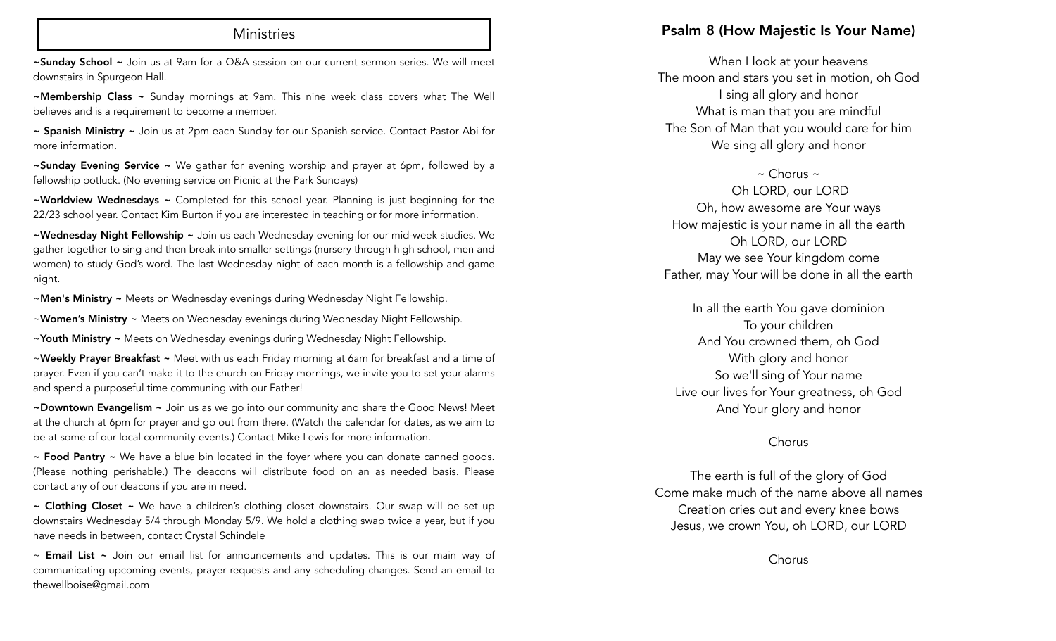## Ministries

**~Sunday School ~** Join us at 9am for a Q&A session on our current sermon series. We will meet downstairs in Spurgeon Hall.

**~Membership Class ~** Sunday mornings at 9am. This nine week class covers what The Well believes and is a requirement to become a member.

**~ Spanish Ministry ~** Join us at 2pm each Sunday for our Spanish service. Contact Pastor Abi for more information.

**~Sunday Evening Service ~** We gather for evening worship and prayer at 6pm, followed by a fellowship potluck. (No evening service on Picnic at the Park Sundays)

**~Worldview Wednesdays ~** Completed for this school year. Planning is just beginning for the 22/23 school year. Contact Kim Burton if you are interested in teaching or for more information.

**~Wednesday Night Fellowship ~** Join us each Wednesday evening for our mid-week studies. We gather together to sing and then break into smaller settings (nursery through high school, men and women) to study God's word. The last Wednesday night of each month is a fellowship and game night.

~**Men's Ministry ~** Meets on Wednesday evenings during Wednesday Night Fellowship.

~**Women's Ministry ~** Meets on Wednesday evenings during Wednesday Night Fellowship.

~**Youth Ministry ~** Meets on Wednesday evenings during Wednesday Night Fellowship.

~**Weekly Prayer Breakfast ~** Meet with us each Friday morning at 6am for breakfast and a time of prayer. Even if you can't make it to the church on Friday mornings, we invite you to set your alarms and spend a purposeful time communing with our Father!

**~Downtown Evangelism ~** Join us as we go into our community and share the Good News! Meet at the church at 6pm for prayer and go out from there. (Watch the calendar for dates, as we aim to be at some of our local community events.) Contact Mike Lewis for more information.

**~ Food Pantry ~** We have a blue bin located in the foyer where you can donate canned goods. (Please nothing perishable.) The deacons will distribute food on an as needed basis. Please contact any of our deacons if you are in need.

**~ Clothing Closet ~** We have a children's clothing closet downstairs. Our swap will be set up downstairs Wednesday 5/4 through Monday 5/9. We hold a clothing swap twice a year, but if you have needs in between, contact Crystal Schindele

~ **Email List ~** Join our email list for announcements and updates. This is our main way of communicating upcoming events, prayer requests and any scheduling changes. Send an email to thewellboise@gmail.com

## Psalm 8 (How Majestic Is Your Name)

When I look at your heavens
The moon and stars you set in motion, oh God
I sing all glory and honor
What is man that you are mindful
The Son of Man that you would care for him
We sing all glory and honor

~ Chorus ~
Oh LORD, our LORD
Oh, how awesome are Your ways
How majestic is your name in all the earth
Oh LORD, our LORD
May we see Your kingdom come
Father, may Your will be done in all the earth

In all the earth You gave dominion
To your children
And You crowned them, oh God
With glory and honor
So we'll sing of Your name
Live our lives for Your greatness, oh God
And Your glory and honor

Chorus

The earth is full of the glory of God
Come make much of the name above all names
Creation cries out and every knee bows
Jesus, we crown You, oh LORD, our LORD

Chorus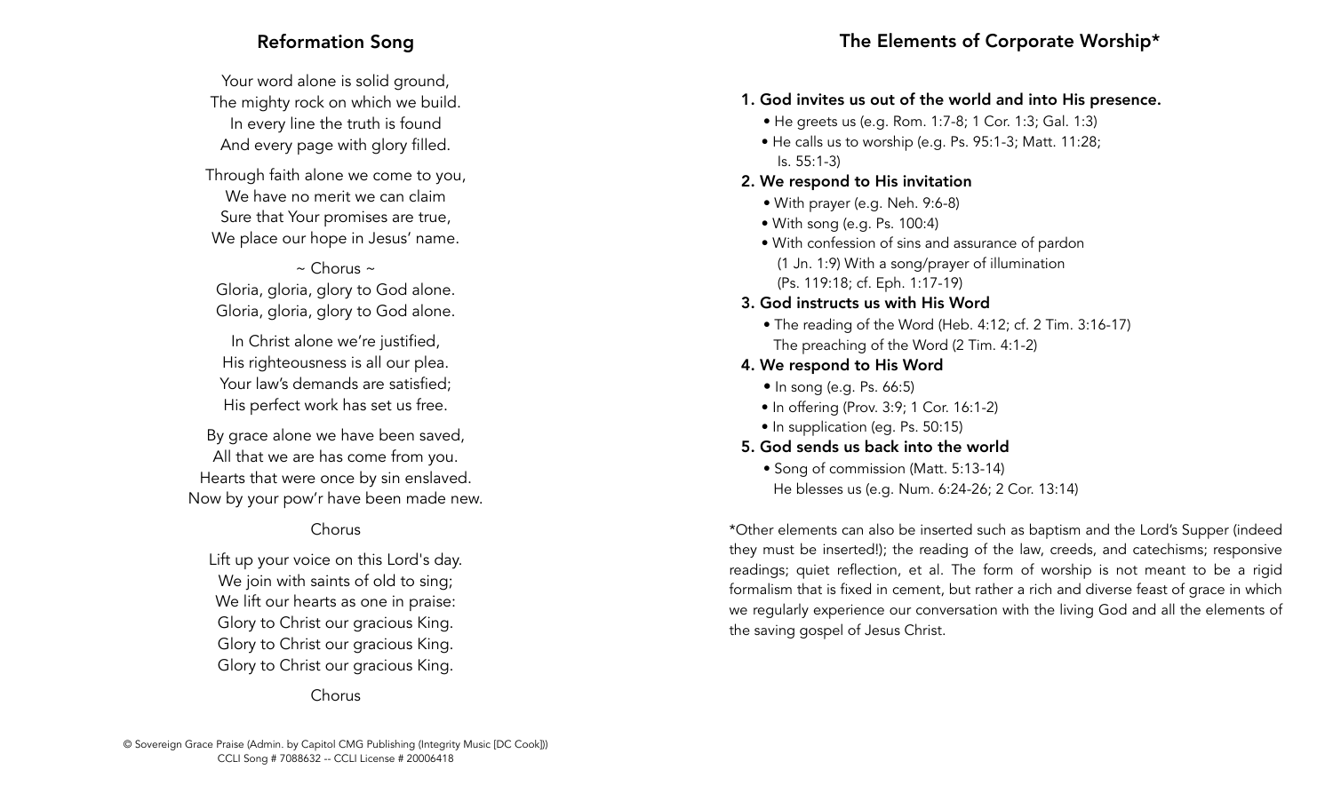## Reformation Song

Your word alone is solid ground,
The mighty rock on which we build.
In every line the truth is found
And every page with glory filled.

Through faith alone we come to you,
We have no merit we can claim
Sure that Your promises are true,
We place our hope in Jesus' name.

~ Chorus ~
Gloria, gloria, glory to God alone.
Gloria, gloria, glory to God alone.

In Christ alone we're justified,
His righteousness is all our plea.
Your law's demands are satisfied;
His perfect work has set us free.

By grace alone we have been saved,
All that we are has come from you.
Hearts that were once by sin enslaved.
Now by your pow'r have been made new.

Chorus

Lift up your voice on this Lord's day.
We join with saints of old to sing;
We lift our hearts as one in praise:
Glory to Christ our gracious King.
Glory to Christ our gracious King.
Glory to Christ our gracious King.

Chorus

© Sovereign Grace Praise (Admin. by Capitol CMG Publishing (Integrity Music [DC Cook]))
CCLI Song # 7088632 -- CCLI License # 20006418

## The Elements of Corporate Worship*

1. **God invites us out of the world and into His presence.**
   - He greets us (e.g. Rom. 1:7-8; 1 Cor. 1:3; Gal. 1:3)
   - He calls us to worship (e.g. Ps. 95:1-3; Matt. 11:28; Is. 55:1-3)
2. **We respond to His invitation**
   - With prayer (e.g. Neh. 9:6-8)
   - With song (e.g. Ps. 100:4)
   - With confession of sins and assurance of pardon (1 Jn. 1:9) With a song/prayer of illumination (Ps. 119:18; cf. Eph. 1:17-19)
3. **God instructs us with His Word**
   - The reading of the Word (Heb. 4:12; cf. 2 Tim. 3:16-17) The preaching of the Word (2 Tim. 4:1-2)
4. **We respond to His Word**
   - In song (e.g. Ps. 66:5)
   - In offering (Prov. 3:9; 1 Cor. 16:1-2)
   - In supplication (eg. Ps. 50:15)
5. **God sends us back into the world**
   - Song of commission (Matt. 5:13-14) He blesses us (e.g. Num. 6:24-26; 2 Cor. 13:14)

*Other elements can also be inserted such as baptism and the Lord's Supper (indeed they must be inserted!); the reading of the law, creeds, and catechisms; responsive readings; quiet reflection, et al. The form of worship is not meant to be a rigid formalism that is fixed in cement, but rather a rich and diverse feast of grace in which we regularly experience our conversation with the living God and all the elements of the saving gospel of Jesus Christ.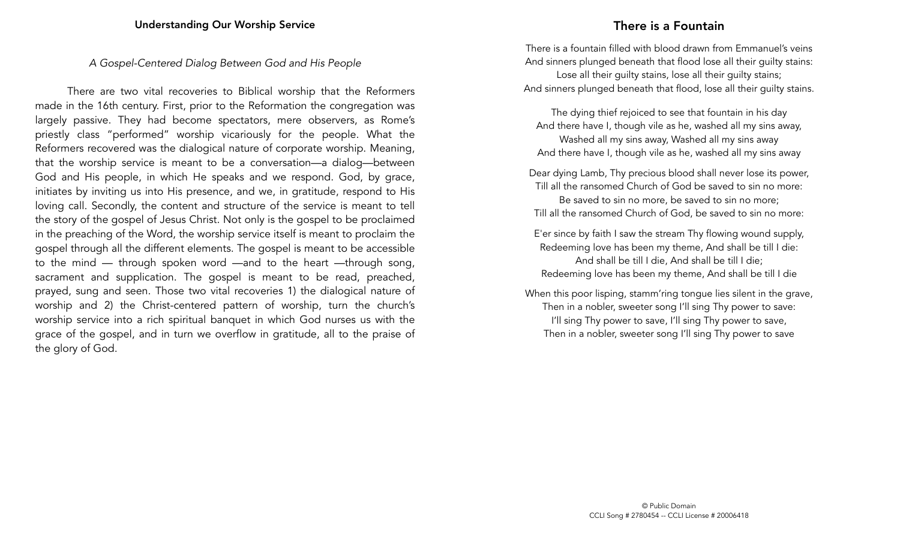## Understanding Our Worship Service

*A Gospel-Centered Dialog Between God and His People*

There are two vital recoveries to Biblical worship that the Reformers made in the 16th century. First, prior to the Reformation the congregation was largely passive. They had become spectators, mere observers, as Rome's priestly class "performed" worship vicariously for the people. What the Reformers recovered was the dialogical nature of corporate worship. Meaning, that the worship service is meant to be a conversation—a dialog—between God and His people, in which He speaks and we respond. God, by grace, initiates by inviting us into His presence, and we, in gratitude, respond to His loving call. Secondly, the content and structure of the service is meant to tell the story of the gospel of Jesus Christ. Not only is the gospel to be proclaimed in the preaching of the Word, the worship service itself is meant to proclaim the gospel through all the different elements. The gospel is meant to be accessible to the mind — through spoken word —and to the heart —through song, sacrament and supplication. The gospel is meant to be read, preached, prayed, sung and seen. Those two vital recoveries 1) the dialogical nature of worship and 2) the Christ-centered pattern of worship, turn the church's worship service into a rich spiritual banquet in which God nurses us with the grace of the gospel, and in turn we overflow in gratitude, all to the praise of the glory of God.

## There is a Fountain

There is a fountain filled with blood drawn from Emmanuel's veins
And sinners plunged beneath that flood lose all their guilty stains:
Lose all their guilty stains, lose all their guilty stains;
And sinners plunged beneath that flood, lose all their guilty stains.

The dying thief rejoiced to see that fountain in his day
And there have I, though vile as he, washed all my sins away,
Washed all my sins away, Washed all my sins away
And there have I, though vile as he, washed all my sins away

Dear dying Lamb, Thy precious blood shall never lose its power,
Till all the ransomed Church of God be saved to sin no more:
Be saved to sin no more, be saved to sin no more;
Till all the ransomed Church of God, be saved to sin no more:

E'er since by faith I saw the stream Thy flowing wound supply,
Redeeming love has been my theme, And shall be till I die:
And shall be till I die, And shall be till I die;
Redeeming love has been my theme, And shall be till I die

When this poor lisping, stamm'ring tongue lies silent in the grave,
Then in a nobler, sweeter song I'll sing Thy power to save:
I'll sing Thy power to save, I'll sing Thy power to save,
Then in a nobler, sweeter song I'll sing Thy power to save

© Public Domain
CCLI Song # 2780454 -- CCLI License # 20006418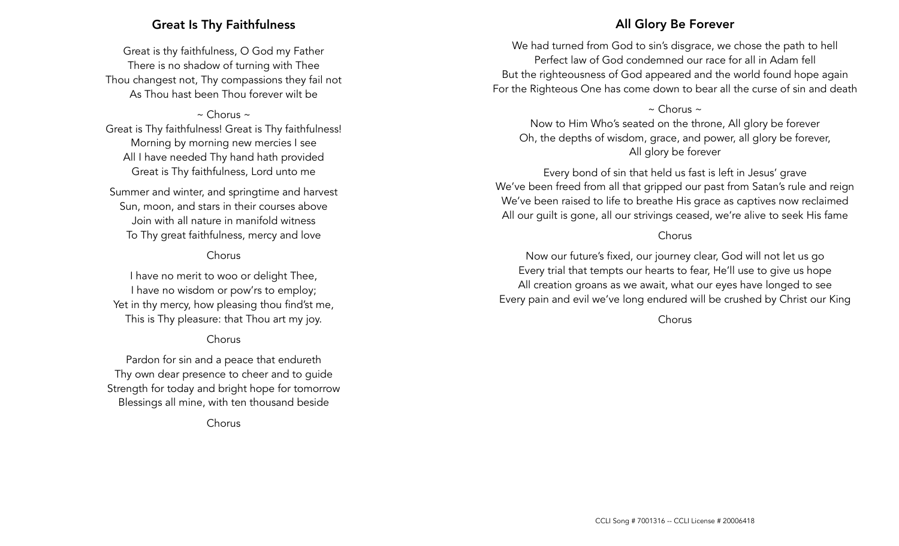## Great Is Thy Faithfulness

Great is thy faithfulness, O God my Father
There is no shadow of turning with Thee
Thou changest not, Thy compassions they fail not
As Thou hast been Thou forever wilt be

~ Chorus ~
Great is Thy faithfulness! Great is Thy faithfulness!
Morning by morning new mercies I see
All I have needed Thy hand hath provided
Great is Thy faithfulness, Lord unto me

Summer and winter, and springtime and harvest
Sun, moon, and stars in their courses above
Join with all nature in manifold witness
To Thy great faithfulness, mercy and love

Chorus

I have no merit to woo or delight Thee,
I have no wisdom or pow'rs to employ;
Yet in thy mercy, how pleasing thou find'st me,
This is Thy pleasure: that Thou art my joy.

Chorus

Pardon for sin and a peace that endureth
Thy own dear presence to cheer and to guide
Strength for today and bright hope for tomorrow
Blessings all mine, with ten thousand beside

Chorus

## All Glory Be Forever

We had turned from God to sin's disgrace, we chose the path to hell
Perfect law of God condemned our race for all in Adam fell
But the righteousness of God appeared and the world found hope again
For the Righteous One has come down to bear all the curse of sin and death

~ Chorus ~
Now to Him Who's seated on the throne, All glory be forever
Oh, the depths of wisdom, grace, and power, all glory be forever,
All glory be forever

Every bond of sin that held us fast is left in Jesus' grave
We've been freed from all that gripped our past from Satan's rule and reign
We've been raised to life to breathe His grace as captives now reclaimed
All our guilt is gone, all our strivings ceased, we're alive to seek His fame

Chorus

Now our future's fixed, our journey clear, God will not let us go
Every trial that tempts our hearts to fear, He'll use to give us hope
All creation groans as we await, what our eyes have longed to see
Every pain and evil we've long endured will be crushed by Christ our King

Chorus

CCLI Song # 7001316 -- CCLI License # 20006418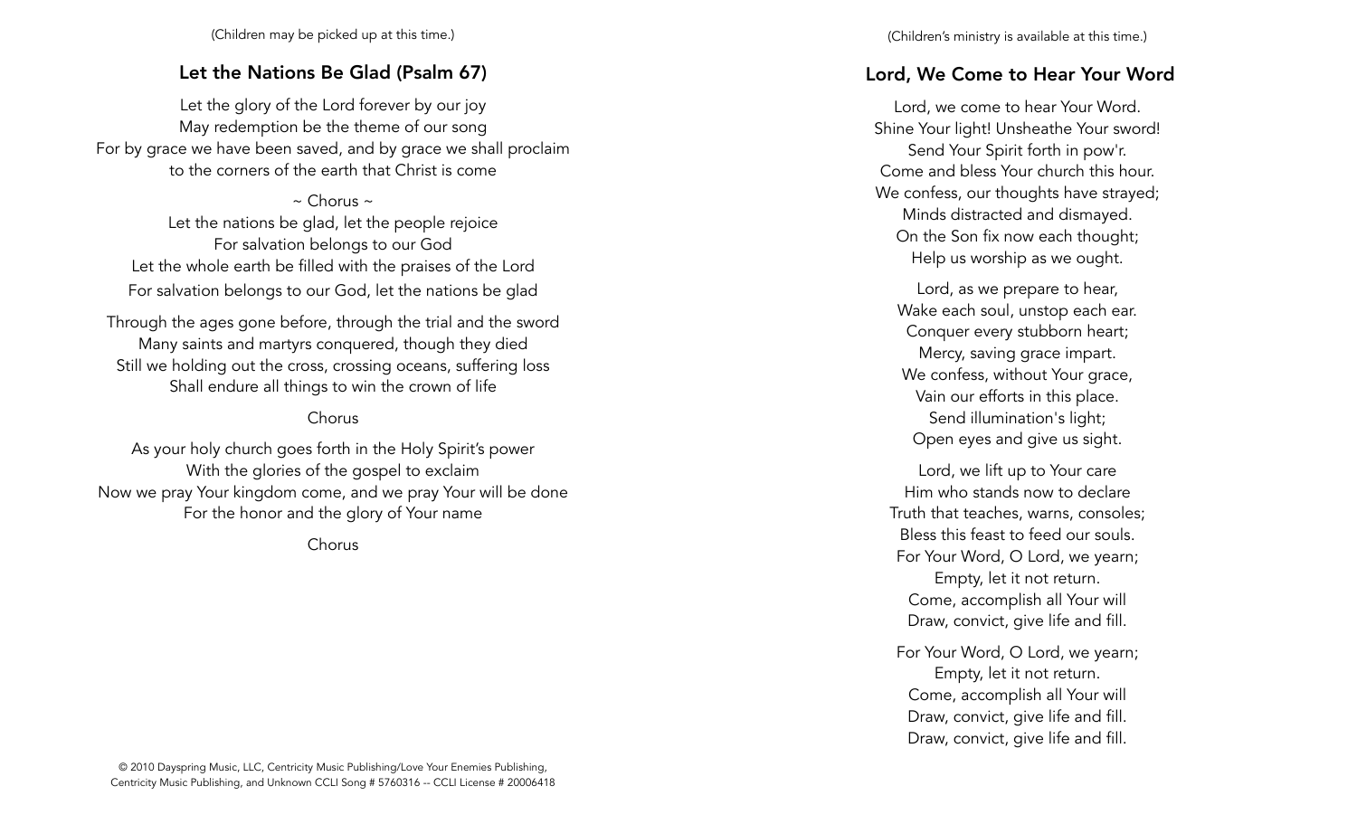(Children may be picked up at this time.)

## Let the Nations Be Glad (Psalm 67)

Let the glory of the Lord forever by our joy
May redemption be the theme of our song
For by grace we have been saved, and by grace we shall proclaim
to the corners of the earth that Christ is come

~ Chorus ~
Let the nations be glad, let the people rejoice
For salvation belongs to our God
Let the whole earth be filled with the praises of the Lord
For salvation belongs to our God, let the nations be glad

Through the ages gone before, through the trial and the sword
Many saints and martyrs conquered, though they died
Still we holding out the cross, crossing oceans, suffering loss
Shall endure all things to win the crown of life

Chorus

As your holy church goes forth in the Holy Spirit's power
With the glories of the gospel to exclaim
Now we pray Your kingdom come, and we pray Your will be done
For the honor and the glory of Your name

Chorus

© 2010 Dayspring Music, LLC, Centricity Music Publishing/Love Your Enemies Publishing, Centricity Music Publishing, and Unknown CCLI Song # 5760316 -- CCLI License # 20006418

(Children's ministry is available at this time.)

## Lord, We Come to Hear Your Word

Lord, we come to hear Your Word.
Shine Your light! Unsheathe Your sword!
Send Your Spirit forth in pow'r.
Come and bless Your church this hour.
We confess, our thoughts have strayed;
Minds distracted and dismayed.
On the Son fix now each thought;
Help us worship as we ought.

Lord, as we prepare to hear,
Wake each soul, unstop each ear.
Conquer every stubborn heart;
Mercy, saving grace impart.
We confess, without Your grace,
Vain our efforts in this place.
Send illumination's light;
Open eyes and give us sight.

Lord, we lift up to Your care
Him who stands now to declare
Truth that teaches, warns, consoles;
Bless this feast to feed our souls.
For Your Word, O Lord, we yearn;
Empty, let it not return.
Come, accomplish all Your will
Draw, convict, give life and fill.

For Your Word, O Lord, we yearn;
Empty, let it not return.
Come, accomplish all Your will
Draw, convict, give life and fill.
Draw, convict, give life and fill.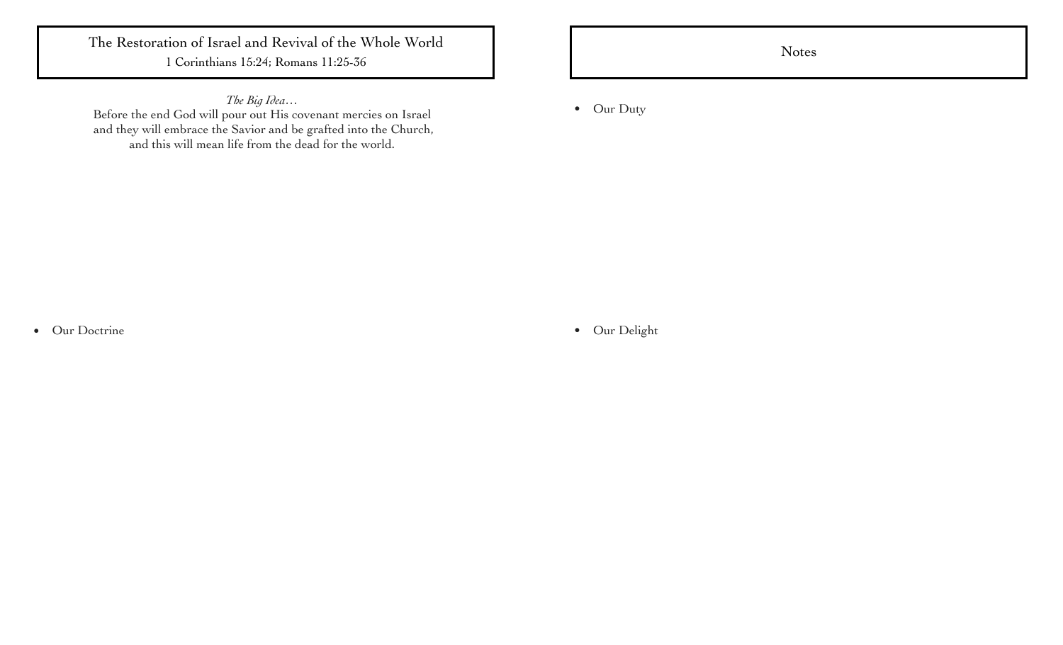# The Restoration of Israel and Revival of the Whole World

1 Corinthians 15:24; Romans 11:25-36

*The Big Idea…*

Before the end God will pour out His covenant mercies on Israel and they will embrace the Savior and be grafted into the Church, and this will mean life from the dead for the world.

- Our Doctrine

## Notes

- Our Duty

- Our Delight